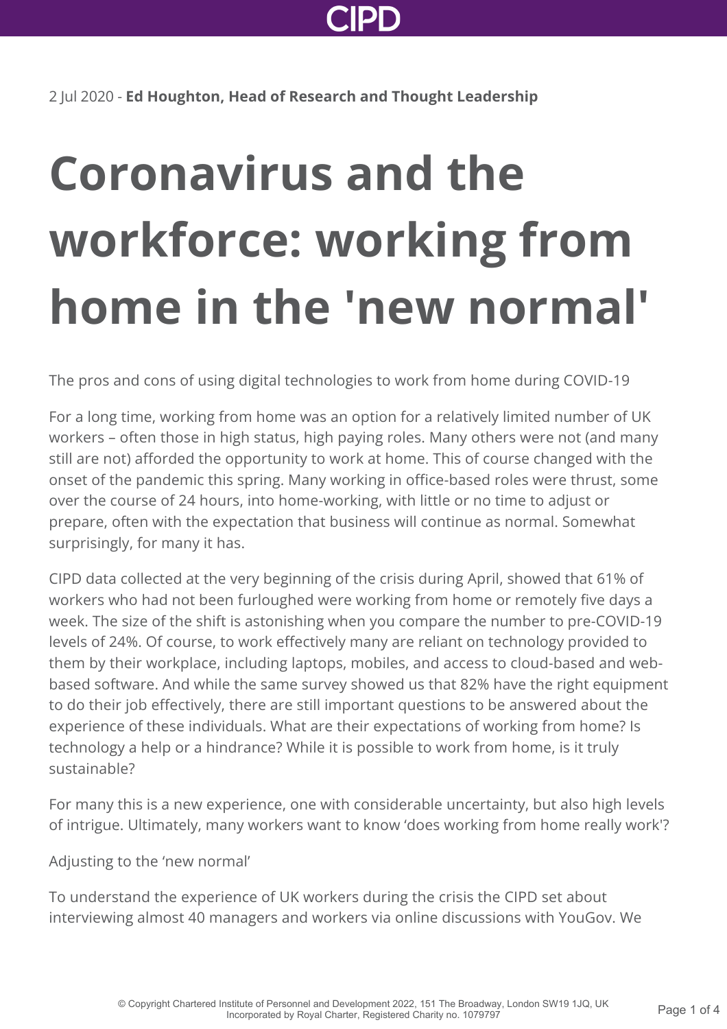2 Jul 2020 - **Ed Houghton, Head of Research and Thought Leadership**

# Coronavirus and the workforce: working from home in the 'new normal'

The pros and cons of using digital technologies to work from home during COVID-19

For a long time, working from home was an option for a relatively limited number of UK workers – often those in high status, high paying roles. Many others were not (and many still are not) afforded the opportunity to work at home. This of course changed with the onset of the pandemic this spring. Many working in office-based roles were thrust, some over the course of 24 hours, into home-working, with little or no time to adjust or prepare, often with the expectation that business will continue as normal. Somewhat surprisingly, for many it has.

CIPD data collected at the very beginning of the crisis during April, showed that 61% of workers who had not been furloughed were working from home or remotely five days a week. The size of the shift is astonishing when you compare the number to pre-COVID-19 levels of 24%. Of course, to work effectively many are reliant on technology provided to them by their workplace, including laptops, mobiles, and access to cloud-based and web-based software. And while the same survey showed us that 82% have the right equipment to do their job effectively, there are still important questions to be answered about the experience of these individuals. What are their expectations of working from home? Is technology a help or a hindrance? While it is possible to work from home, is it truly sustainable?

For many this is a new experience, one with considerable uncertainty, but also high levels of intrigue. Ultimately, many workers want to know 'does working from home really work'?

Adjusting to the 'new normal'

To understand the experience of UK workers during the crisis the CIPD set about interviewing almost 40 managers and workers via online discussions with YouGov. We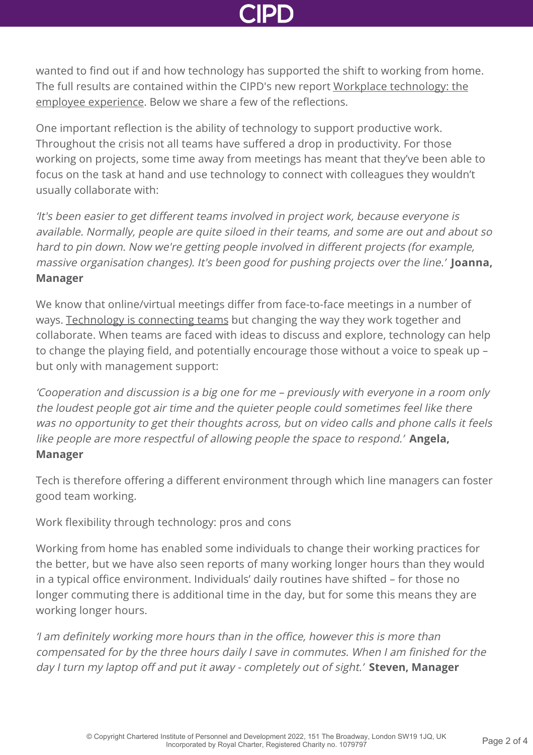wanted to find out if and how technology has supported the shift to working from home. The full results are contained within the CIPD's new report Workplace technology: the employee experience. Below we share a few of the reflections.

One important reflection is the ability of technology to support productive work. Throughout the crisis not all teams have suffered a drop in productivity. For those working on projects, some time away from meetings has meant that they've been able to focus on the task at hand and use technology to connect with colleagues they wouldn't usually collaborate with:

*'It's been easier to get different teams involved in project work, because everyone is available. Normally, people are quite siloed in their teams, and some are out and about so hard to pin down. Now we're getting people involved in different projects (for example, massive organisation changes). It's been good for pushing projects over the line.'* **Joanna, Manager**

We know that online/virtual meetings differ from face-to-face meetings in a number of ways. Technology is connecting teams but changing the way they work together and collaborate. When teams are faced with ideas to discuss and explore, technology can help to change the playing field, and potentially encourage those without a voice to speak up – but only with management support:

*'Cooperation and discussion is a big one for me – previously with everyone in a room only the loudest people got air time and the quieter people could sometimes feel like there was no opportunity to get their thoughts across, but on video calls and phone calls it feels like people are more respectful of allowing people the space to respond.'* **Angela, Manager**

Tech is therefore offering a different environment through which line managers can foster good team working.

Work flexibility through technology: pros and cons

Working from home has enabled some individuals to change their working practices for the better, but we have also seen reports of many working longer hours than they would in a typical office environment. Individuals' daily routines have shifted – for those no longer commuting there is additional time in the day, but for some this means they are working longer hours.

*'I am definitely working more hours than in the office, however this is more than compensated for by the three hours daily I save in commutes. When I am finished for the day I turn my laptop off and put it away - completely out of sight.'* **Steven, Manager**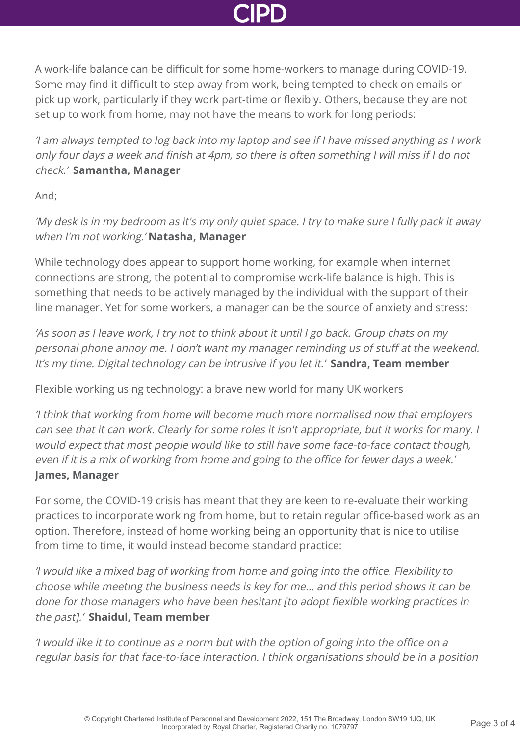A work-life balance can be difficult for some home-workers to manage during COVID-19. Some may find it difficult to step away from work, being tempted to check on emails or pick up work, particularly if they work part-time or flexibly. Others, because they are not set up to work from home, may not have the means to work for long periods:

*'I am always tempted to log back into my laptop and see if I have missed anything as I work only four days a week and finish at 4pm, so there is often something I will miss if I do not check.'* **Samantha, Manager**

And;

*'My desk is in my bedroom as it's my only quiet space. I try to make sure I fully pack it away when I'm not working.'* **Natasha, Manager**

While technology does appear to support home working, for example when internet connections are strong, the potential to compromise work-life balance is high. This is something that needs to be actively managed by the individual with the support of their line manager. Yet for some workers, a manager can be the source of anxiety and stress:

*'As soon as I leave work, I try not to think about it until I go back. Group chats on my personal phone annoy me. I don't want my manager reminding us of stuff at the weekend. It's my time. Digital technology can be intrusive if you let it.'* **Sandra, Team member**

Flexible working using technology: a brave new world for many UK workers

*'I think that working from home will become much more normalised now that employers can see that it can work. Clearly for some roles it isn't appropriate, but it works for many. I would expect that most people would like to still have some face-to-face contact though, even if it is a mix of working from home and going to the office for fewer days a week.'* **James, Manager**

For some, the COVID-19 crisis has meant that they are keen to re-evaluate their working practices to incorporate working from home, but to retain regular office-based work as an option. Therefore, instead of home working being an opportunity that is nice to utilise from time to time, it would instead become standard practice:

*'I would like a mixed bag of working from home and going into the office. Flexibility to choose while meeting the business needs is key for me... and this period shows it can be done for those managers who have been hesitant [to adopt flexible working practices in the past].'* **Shaidul, Team member**

*'I would like it to continue as a norm but with the option of going into the office on a regular basis for that face-to-face interaction. I think organisations should be in a position*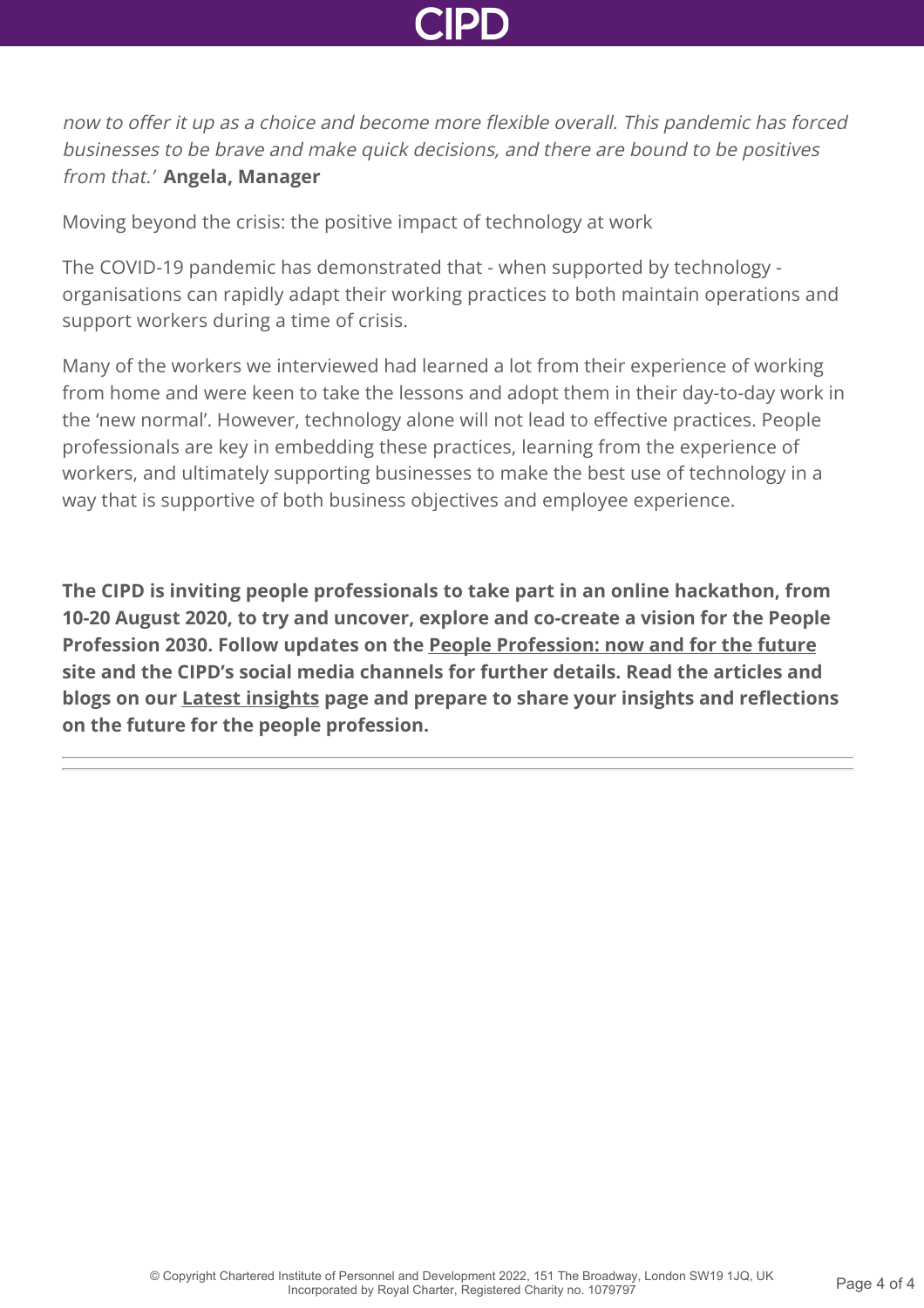*now to offer it up as a choice and become more flexible overall. This pandemic has forced businesses to be brave and make quick decisions, and there are bound to be positives from that.'* **Angela, Manager**

Moving beyond the crisis: the positive impact of technology at work

The COVID-19 pandemic has demonstrated that - when supported by technology - organisations can rapidly adapt their working practices to both maintain operations and support workers during a time of crisis.

Many of the workers we interviewed had learned a lot from their experience of working from home and were keen to take the lessons and adopt them in their day-to-day work in the 'new normal'. However, technology alone will not lead to effective practices. People professionals are key in embedding these practices, learning from the experience of workers, and ultimately supporting businesses to make the best use of technology in a way that is supportive of both business objectives and employee experience.

**The CIPD is inviting people professionals to take part in an online hackathon, from 10-20 August 2020, to try and uncover, explore and co-create a vision for the People Profession 2030. Follow updates on the People Profession: now and for the future site and the CIPD's social media channels for further details. Read the articles and blogs on our Latest insights page and prepare to share your insights and reflections on the future for the people profession.**

---

© Copyright Chartered Institute of Personnel and Development 2022, 151 The Broadway, London SW19 1JQ, UK
Incorporated by Royal Charter, Registered Charity no. 1079797